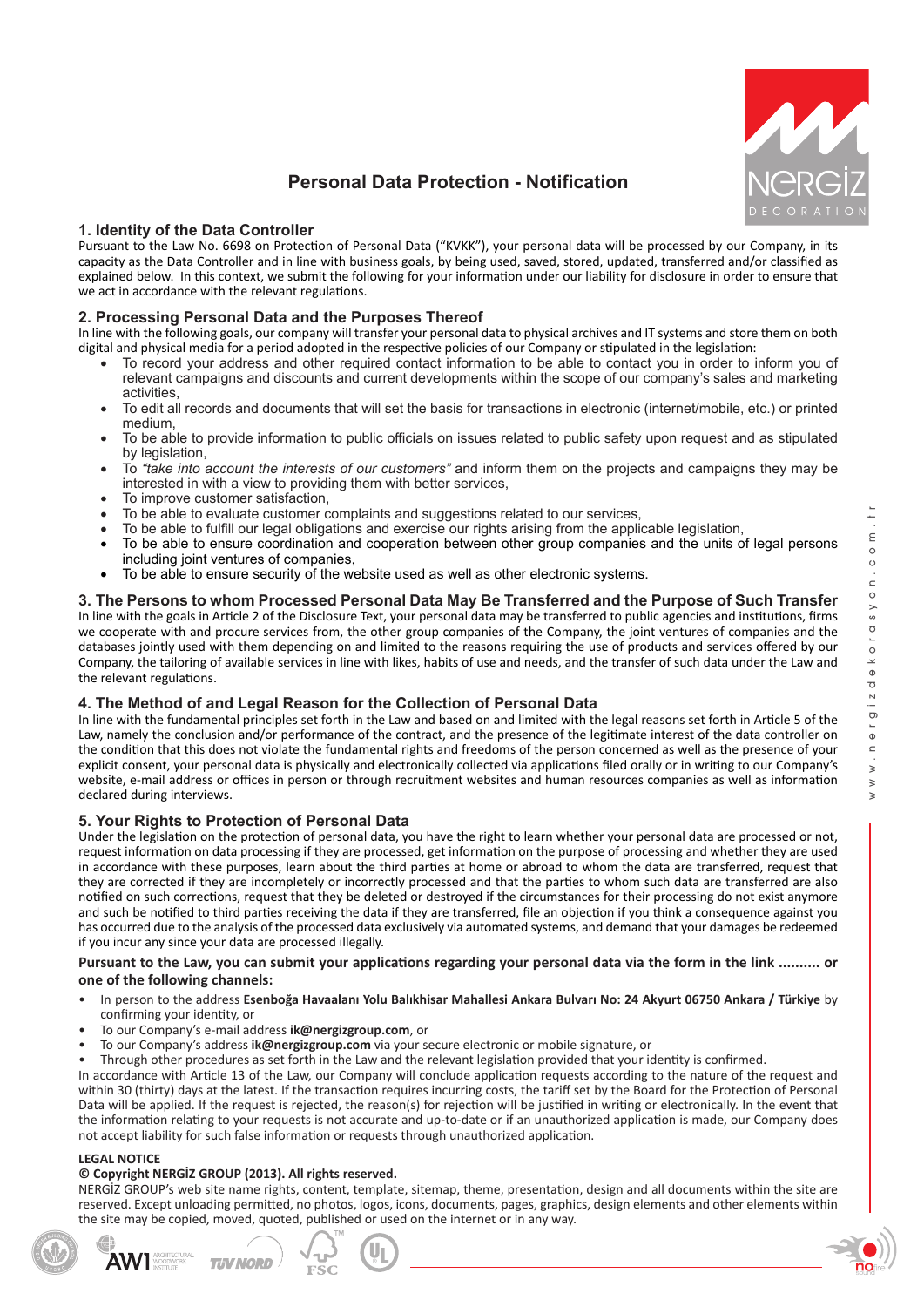# Personal Data Protection - Notification

## 1. Identity of the Data Controller

Pursuant to the Law No. 6698 on Protection of Personal Data ("KVKK"), your personal data will be processed by our Company, in its capacity as the Data Controller and in line with business goals, by being used, saved, stored, updated, transferred and/or classified as explained below. In this context, we submit the following for your information under our liability for disclosure in order to ensure that we act in accordance with the relevant regulations.

## 2. Processing Personal Data and the Purposes Thereof

In line with the following goals, our company will transfer your personal data to physical archives and IT systems and store them on both digital and physical media for a period adopted in the respective policies of our Company or stipulated in the legislation:

- To record your address and other required contact information to be able to contact you in order to inform you of relevant campaigns and discounts and current developments within the scope of our company's sales and marketing activities,
- To edit all records and documents that will set the basis for transactions in electronic (internet/mobile, etc.) or printed medium,
- To be able to provide information to public officials on issues related to public safety upon request and as stipulated by legislation,
- To *"take into account the interests of our customers"* and inform them on the projects and campaigns they may be interested in with a view to providing them with better services,
- To improve customer satisfaction,
- To be able to evaluate customer complaints and suggestions related to our services,
- To be able to fulfill our legal obligations and exercise our rights arising from the applicable legislation,
- To be able to ensure coordination and cooperation between other group companies and the units of legal persons including joint ventures of companies,
- To be able to ensure security of the website used as well as other electronic systems.

## 3. The Persons to whom Processed Personal Data May Be Transferred and the Purpose of Such Transfer

In line with the goals in Article 2 of the Disclosure Text, your personal data may be transferred to public agencies and institutions, firms we cooperate with and procure services from, the other group companies of the Company, the joint ventures of companies and the databases jointly used with them depending on and limited to the reasons requiring the use of products and services offered by our Company, the tailoring of available services in line with likes, habits of use and needs, and the transfer of such data under the Law and the relevant regulations.

## 4. The Method of and Legal Reason for the Collection of Personal Data

In line with the fundamental principles set forth in the Law and based on and limited with the legal reasons set forth in Article 5 of the Law, namely the conclusion and/or performance of the contract, and the presence of the legitimate interest of the data controller on the condition that this does not violate the fundamental rights and freedoms of the person concerned as well as the presence of your explicit consent, your personal data is physically and electronically collected via applications filed orally or in writing to our Company's website, e-mail address or offices in person or through recruitment websites and human resources companies as well as information declared during interviews.

## 5. Your Rights to Protection of Personal Data

Under the legislation on the protection of personal data, you have the right to learn whether your personal data are processed or not, request information on data processing if they are processed, get information on the purpose of processing and whether they are used in accordance with these purposes, learn about the third parties at home or abroad to whom the data are transferred, request that they are corrected if they are incompletely or incorrectly processed and that the parties to whom such data are transferred are also notified on such corrections, request that they be deleted or destroyed if the circumstances for their processing do not exist anymore and such be notified to third parties receiving the data if they are transferred, file an objection if you think a consequence against you has occurred due to the analysis of the processed data exclusively via automated systems, and demand that your damages be redeemed if you incur any since your data are processed illegally.

**Pursuant to the Law, you can submit your applications regarding your personal data via the form in the link .......... or one of the following channels:**

- In person to the address **Esenboğa Havaalanı Yolu Balıkhisar Mahallesi Ankara Bulvarı No: 24 Akyurt 06750 Ankara / Türkiye** by confirming your identity, or
- To our Company's e-mail address **ik@nergizgroup.com**, or
- To our Company's address **ik@nergizgroup.com** via your secure electronic or mobile signature, or
- Through other procedures as set forth in the Law and the relevant legislation provided that your identity is confirmed.

In accordance with Article 13 of the Law, our Company will conclude application requests according to the nature of the request and within 30 (thirty) days at the latest. If the transaction requires incurring costs, the tariff set by the Board for the Protection of Personal Data will be applied. If the request is rejected, the reason(s) for rejection will be justified in writing or electronically. In the event that the information relating to your requests is not accurate and up-to-date or if an unauthorized application is made, our Company does not accept liability for such false information or requests through unauthorized application.

**LEGAL NOTICE**

**© Copyright NERGİZ GROUP (2013). All rights reserved.**

NERGİZ GROUP's web site name rights, content, template, sitemap, theme, presentation, design and all documents within the site are reserved. Except unloading permitted, no photos, logos, icons, documents, pages, graphics, design elements and other elements within the site may be copied, moved, quoted, published or used on the internet or in any way.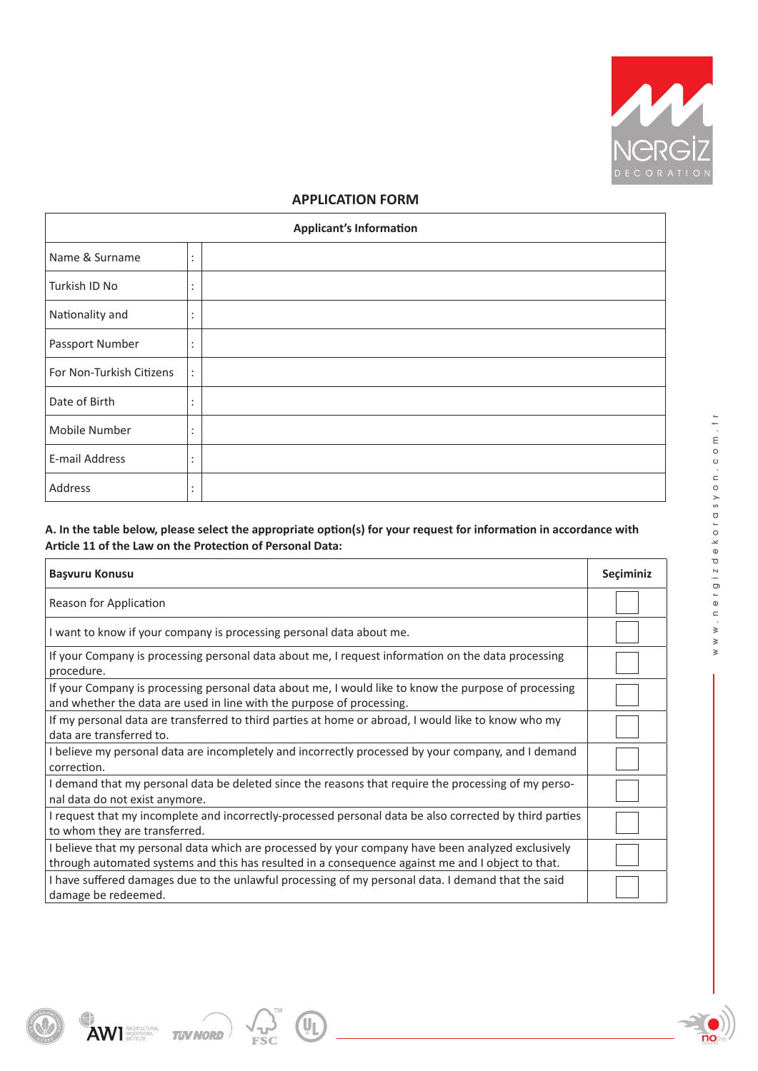## APPLICATION FORM

| Applicant's Information | | |
|---|---|---|
| Name & Surname | : | |
| Turkish ID No | : | |
| Nationality and | : | |
| Passport Number | : | |
| For Non-Turkish Citizens | : | |
| Date of Birth | : | |
| Mobile Number | : | |
| E-mail Address | : | |
| Address | : | |

**A. In the table below, please select the appropriate option(s) for your request for information in accordance with Article 11 of the Law on the Protection of Personal Data:**

| Başvuru Konusu | Seçiminiz |
|---|---|
| Reason for Application | ☐ |
| I want to know if your company is processing personal data about me. | ☐ |
| If your Company is processing personal data about me, I request information on the data processing procedure. | ☐ |
| If your Company is processing personal data about me, I would like to know the purpose of processing and whether the data are used in line with the purpose of processing. | ☐ |
| If my personal data are transferred to third parties at home or abroad, I would like to know who my data are transferred to. | ☐ |
| I believe my personal data are incompletely and incorrectly processed by your company, and I demand correction. | ☐ |
| I demand that my personal data be deleted since the reasons that require the processing of my personal data do not exist anymore. | ☐ |
| I request that my incomplete and incorrectly-processed personal data be also corrected by third parties to whom they are transferred. | ☐ |
| I believe that my personal data which are processed by your company have been analyzed exclusively through automated systems and this has resulted in a consequence against me and I object to that. | ☐ |
| I have suffered damages due to the unlawful processing of my personal data. I demand that the said damage be redeemed. | ☐ |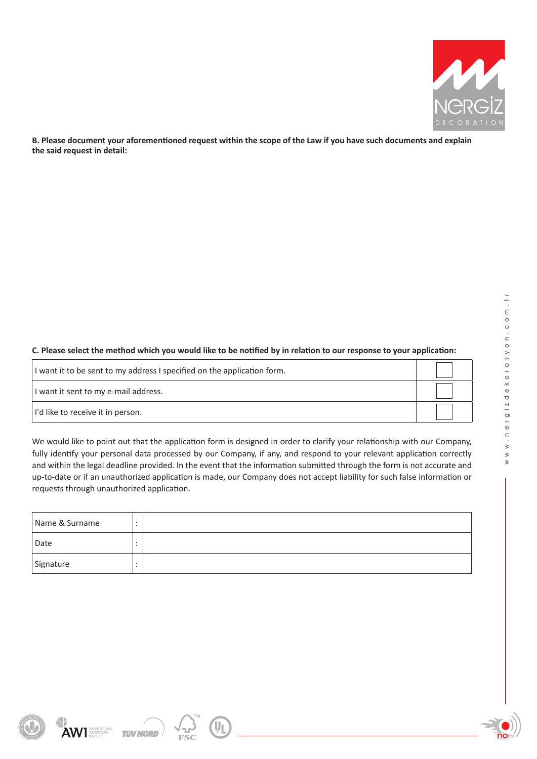**B. Please document your aforementioned request within the scope of the Law if you have such documents and explain the said request in detail:**

**C. Please select the method which you would like to be notified by in relation to our response to your application:**

| | |
|---|---|
| I want it to be sent to my address I specified on the application form. | ☐ |
| I want it sent to my e-mail address. | ☐ |
| I'd like to receive it in person. | ☐ |

We would like to point out that the application form is designed in order to clarify your relationship with our Company, fully identify your personal data processed by our Company, if any, and respond to your relevant application correctly and within the legal deadline provided. In the event that the information submitted through the form is not accurate and up-to-date or if an unauthorized application is made, our Company does not accept liability for such false information or requests through unauthorized application.

| | | |
|---|---|---|
| Name & Surname | : | |
| Date | : | |
| Signature | : | |